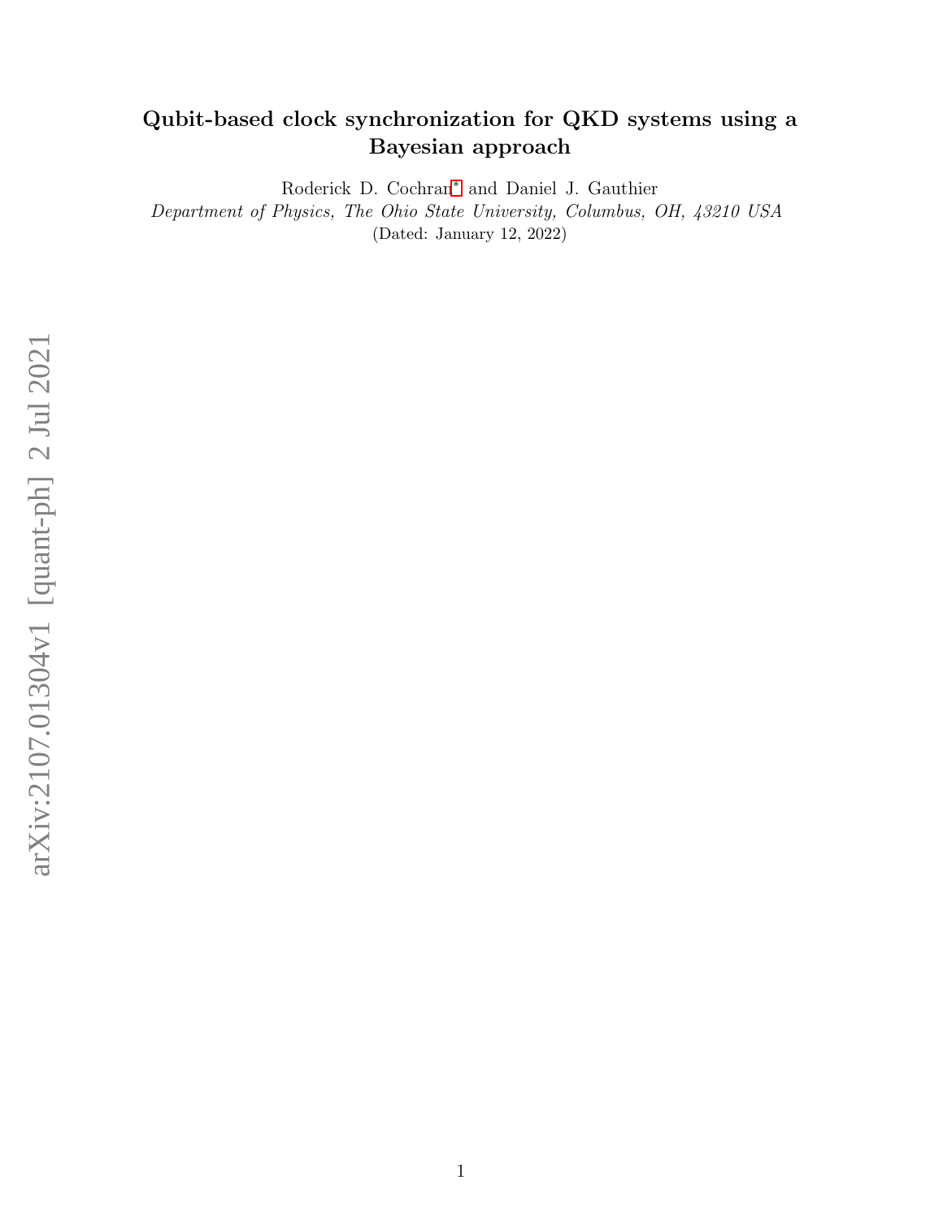# Qubit-based clock synchronization for QKD systems using a Bayesian approach

Roderick D. Cochran[*] and Daniel J. Gauthier

*Department of Physics, The Ohio State University, Columbus, OH, 43210 USA*

(Dated: January 12, 2022)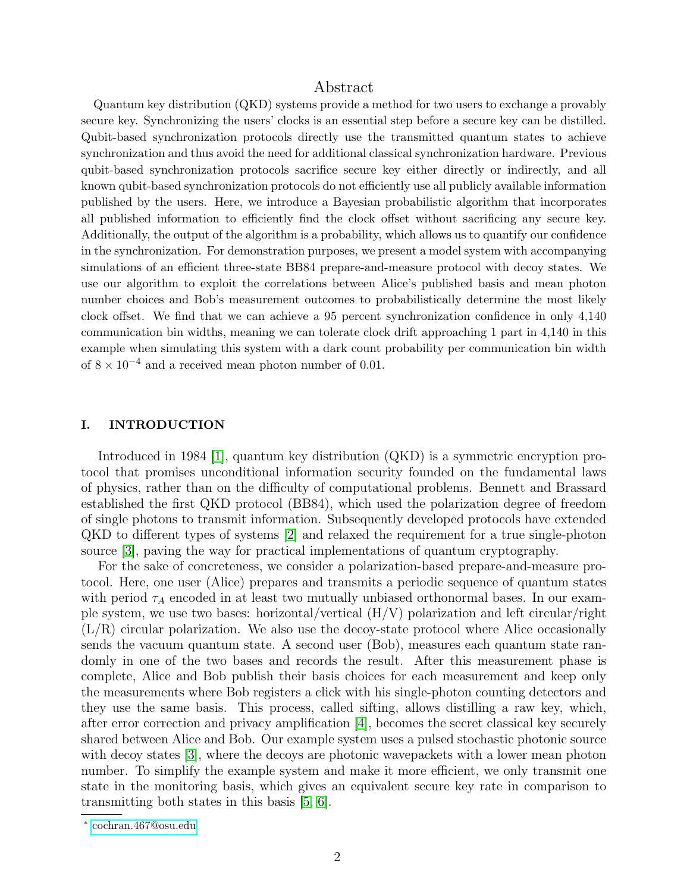## Abstract

Quantum key distribution (QKD) systems provide a method for two users to exchange a provably secure key. Synchronizing the users' clocks is an essential step before a secure key can be distilled. Qubit-based synchronization protocols directly use the transmitted quantum states to achieve synchronization and thus avoid the need for additional classical synchronization hardware. Previous qubit-based synchronization protocols sacrifice secure key either directly or indirectly, and all known qubit-based synchronization protocols do not efficiently use all publicly available information published by the users. Here, we introduce a Bayesian probabilistic algorithm that incorporates all published information to efficiently find the clock offset without sacrificing any secure key. Additionally, the output of the algorithm is a probability, which allows us to quantify our confidence in the synchronization. For demonstration purposes, we present a model system with accompanying simulations of an efficient three-state BB84 prepare-and-measure protocol with decoy states. We use our algorithm to exploit the correlations between Alice's published basis and mean photon number choices and Bob's measurement outcomes to probabilistically determine the most likely clock offset. We find that we can achieve a 95 percent synchronization confidence in only 4,140 communication bin widths, meaning we can tolerate clock drift approaching 1 part in 4,140 in this example when simulating this system with a dark count probability per communication bin width of $8 \times 10^{-4}$ and a received mean photon number of 0.01.

## I. INTRODUCTION

Introduced in 1984 [1], quantum key distribution (QKD) is a symmetric encryption protocol that promises unconditional information security founded on the fundamental laws of physics, rather than on the difficulty of computational problems. Bennett and Brassard established the first QKD protocol (BB84), which used the polarization degree of freedom of single photons to transmit information. Subsequently developed protocols have extended QKD to different types of systems [2] and relaxed the requirement for a true single-photon source [3], paving the way for practical implementations of quantum cryptography.

For the sake of concreteness, we consider a polarization-based prepare-and-measure protocol. Here, one user (Alice) prepares and transmits a periodic sequence of quantum states with period $\tau_A$ encoded in at least two mutually unbiased orthonormal bases. In our example system, we use two bases: horizontal/vertical (H/V) polarization and left circular/right (L/R) circular polarization. We also use the decoy-state protocol where Alice occasionally sends the vacuum quantum state. A second user (Bob), measures each quantum state randomly in one of the two bases and records the result. After this measurement phase is complete, Alice and Bob publish their basis choices for each measurement and keep only the measurements where Bob registers a click with his single-photon counting detectors and they use the same basis. This process, called sifting, allows distilling a raw key, which, after error correction and privacy amplification [4], becomes the secret classical key securely shared between Alice and Bob. Our example system uses a pulsed stochastic photonic source with decoy states [3], where the decoys are photonic wavepackets with a lower mean photon number. To simplify the example system and make it more efficient, we only transmit one state in the monitoring basis, which gives an equivalent secure key rate in comparison to transmitting both states in this basis [5, 6].

* cochran.467@osu.edu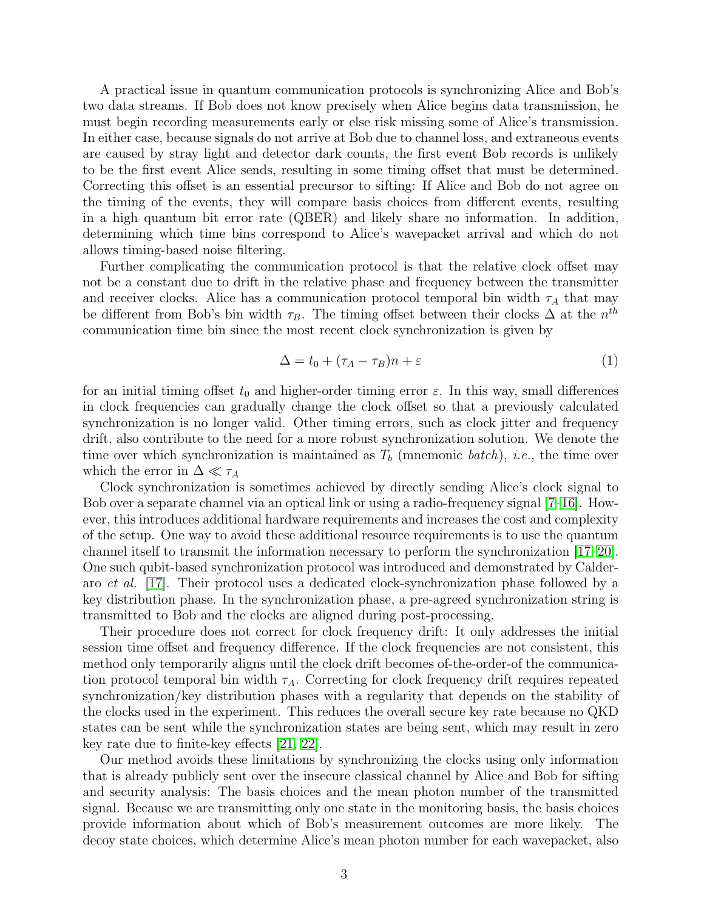A practical issue in quantum communication protocols is synchronizing Alice and Bob's two data streams. If Bob does not know precisely when Alice begins data transmission, he must begin recording measurements early or else risk missing some of Alice's transmission. In either case, because signals do not arrive at Bob due to channel loss, and extraneous events are caused by stray light and detector dark counts, the first event Bob records is unlikely to be the first event Alice sends, resulting in some timing offset that must be determined. Correcting this offset is an essential precursor to sifting: If Alice and Bob do not agree on the timing of the events, they will compare basis choices from different events, resulting in a high quantum bit error rate (QBER) and likely share no information. In addition, determining which time bins correspond to Alice's wavepacket arrival and which do not allows timing-based noise filtering.

Further complicating the communication protocol is that the relative clock offset may not be a constant due to drift in the relative phase and frequency between the transmitter and receiver clocks. Alice has a communication protocol temporal bin width $\tau_A$ that may be different from Bob's bin width $\tau_B$. The timing offset between their clocks $\Delta$ at the $n^{th}$ communication time bin since the most recent clock synchronization is given by

$$\Delta = t_0 + (\tau_A - \tau_B)n + \varepsilon \tag{1}$$

for an initial timing offset $t_0$ and higher-order timing error $\varepsilon$. In this way, small differences in clock frequencies can gradually change the clock offset so that a previously calculated synchronization is no longer valid. Other timing errors, such as clock jitter and frequency drift, also contribute to the need for a more robust synchronization solution. We denote the time over which synchronization is maintained as $T_b$ (mnemonic *batch*), *i.e.*, the time over which the error in $\Delta \ll \tau_A$

Clock synchronization is sometimes achieved by directly sending Alice's clock signal to Bob over a separate channel via an optical link or using a radio-frequency signal [7–16]. However, this introduces additional hardware requirements and increases the cost and complexity of the setup. One way to avoid these additional resource requirements is to use the quantum channel itself to transmit the information necessary to perform the synchronization [17–20]. One such qubit-based synchronization protocol was introduced and demonstrated by Calderaro *et al.* [17]. Their protocol uses a dedicated clock-synchronization phase followed by a key distribution phase. In the synchronization phase, a pre-agreed synchronization string is transmitted to Bob and the clocks are aligned during post-processing.

Their procedure does not correct for clock frequency drift: It only addresses the initial session time offset and frequency difference. If the clock frequencies are not consistent, this method only temporarily aligns until the clock drift becomes of-the-order-of the communication protocol temporal bin width $\tau_A$. Correcting for clock frequency drift requires repeated synchronization/key distribution phases with a regularity that depends on the stability of the clocks used in the experiment. This reduces the overall secure key rate because no QKD states can be sent while the synchronization states are being sent, which may result in zero key rate due to finite-key effects [21, 22].

Our method avoids these limitations by synchronizing the clocks using only information that is already publicly sent over the insecure classical channel by Alice and Bob for sifting and security analysis: The basis choices and the mean photon number of the transmitted signal. Because we are transmitting only one state in the monitoring basis, the basis choices provide information about which of Bob's measurement outcomes are more likely. The decoy state choices, which determine Alice's mean photon number for each wavepacket, also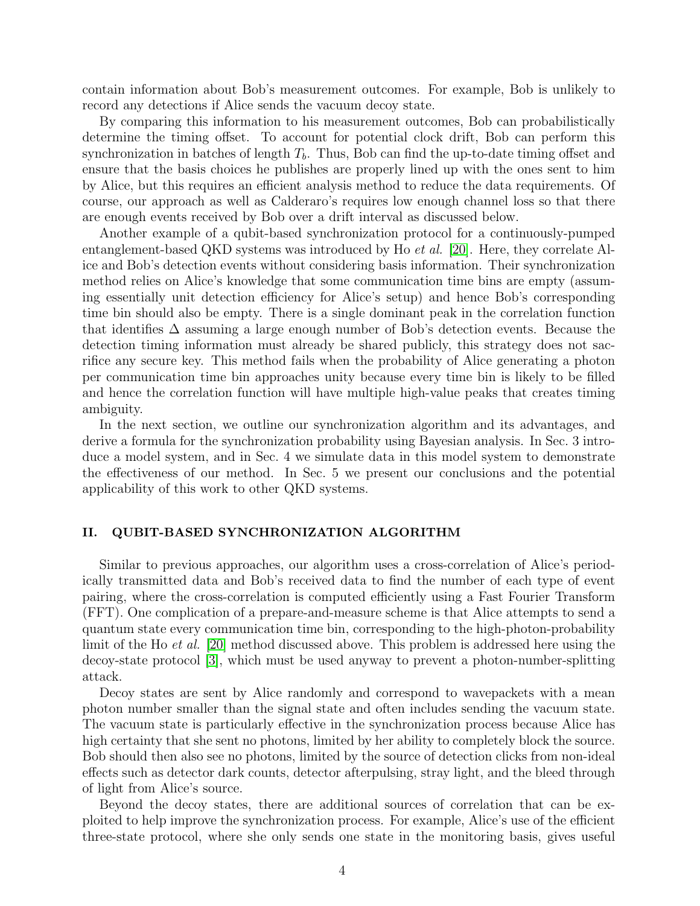contain information about Bob's measurement outcomes. For example, Bob is unlikely to record any detections if Alice sends the vacuum decoy state.

By comparing this information to his measurement outcomes, Bob can probabilistically determine the timing offset. To account for potential clock drift, Bob can perform this synchronization in batches of length $T_b$. Thus, Bob can find the up-to-date timing offset and ensure that the basis choices he publishes are properly lined up with the ones sent to him by Alice, but this requires an efficient analysis method to reduce the data requirements. Of course, our approach as well as Calderaro's requires low enough channel loss so that there are enough events received by Bob over a drift interval as discussed below.

Another example of a qubit-based synchronization protocol for a continuously-pumped entanglement-based QKD systems was introduced by Ho *et al.* [20]. Here, they correlate Alice and Bob's detection events without considering basis information. Their synchronization method relies on Alice's knowledge that some communication time bins are empty (assuming essentially unit detection efficiency for Alice's setup) and hence Bob's corresponding time bin should also be empty. There is a single dominant peak in the correlation function that identifies $\Delta$ assuming a large enough number of Bob's detection events. Because the detection timing information must already be shared publicly, this strategy does not sacrifice any secure key. This method fails when the probability of Alice generating a photon per communication time bin approaches unity because every time bin is likely to be filled and hence the correlation function will have multiple high-value peaks that creates timing ambiguity.

In the next section, we outline our synchronization algorithm and its advantages, and derive a formula for the synchronization probability using Bayesian analysis. In Sec. 3 introduce a model system, and in Sec. 4 we simulate data in this model system to demonstrate the effectiveness of our method. In Sec. 5 we present our conclusions and the potential applicability of this work to other QKD systems.

## II. QUBIT-BASED SYNCHRONIZATION ALGORITHM

Similar to previous approaches, our algorithm uses a cross-correlation of Alice's periodically transmitted data and Bob's received data to find the number of each type of event pairing, where the cross-correlation is computed efficiently using a Fast Fourier Transform (FFT). One complication of a prepare-and-measure scheme is that Alice attempts to send a quantum state every communication time bin, corresponding to the high-photon-probability limit of the Ho *et al.* [20] method discussed above. This problem is addressed here using the decoy-state protocol [3], which must be used anyway to prevent a photon-number-splitting attack.

Decoy states are sent by Alice randomly and correspond to wavepackets with a mean photon number smaller than the signal state and often includes sending the vacuum state. The vacuum state is particularly effective in the synchronization process because Alice has high certainty that she sent no photons, limited by her ability to completely block the source. Bob should then also see no photons, limited by the source of detection clicks from non-ideal effects such as detector dark counts, detector afterpulsing, stray light, and the bleed through of light from Alice's source.

Beyond the decoy states, there are additional sources of correlation that can be exploited to help improve the synchronization process. For example, Alice's use of the efficient three-state protocol, where she only sends one state in the monitoring basis, gives useful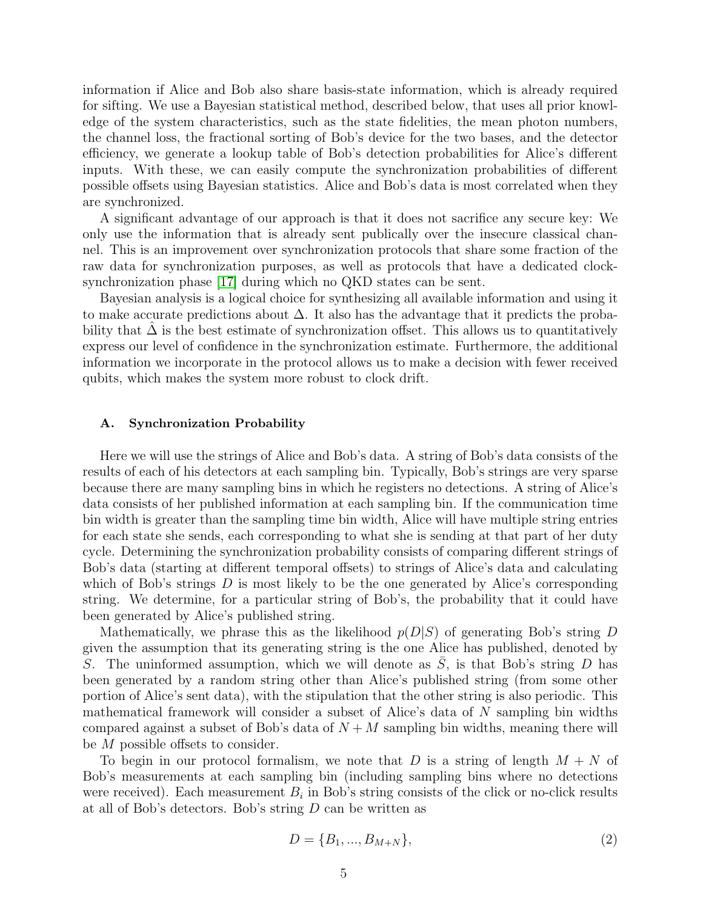information if Alice and Bob also share basis-state information, which is already required for sifting. We use a Bayesian statistical method, described below, that uses all prior knowledge of the system characteristics, such as the state fidelities, the mean photon numbers, the channel loss, the fractional sorting of Bob's device for the two bases, and the detector efficiency, we generate a lookup table of Bob's detection probabilities for Alice's different inputs. With these, we can easily compute the synchronization probabilities of different possible offsets using Bayesian statistics. Alice and Bob's data is most correlated when they are synchronized.

A significant advantage of our approach is that it does not sacrifice any secure key: We only use the information that is already sent publically over the insecure classical channel. This is an improvement over synchronization protocols that share some fraction of the raw data for synchronization purposes, as well as protocols that have a dedicated clock-synchronization phase [17] during which no QKD states can be sent.

Bayesian analysis is a logical choice for synthesizing all available information and using it to make accurate predictions about $\Delta$. It also has the advantage that it predicts the probability that $\hat{\Delta}$ is the best estimate of synchronization offset. This allows us to quantitatively express our level of confidence in the synchronization estimate. Furthermore, the additional information we incorporate in the protocol allows us to make a decision with fewer received qubits, which makes the system more robust to clock drift.

### A. Synchronization Probability

Here we will use the strings of Alice and Bob's data. A string of Bob's data consists of the results of each of his detectors at each sampling bin. Typically, Bob's strings are very sparse because there are many sampling bins in which he registers no detections. A string of Alice's data consists of her published information at each sampling bin. If the communication time bin width is greater than the sampling time bin width, Alice will have multiple string entries for each state she sends, each corresponding to what she is sending at that part of her duty cycle. Determining the synchronization probability consists of comparing different strings of Bob's data (starting at different temporal offsets) to strings of Alice's data and calculating which of Bob's strings $D$ is most likely to be the one generated by Alice's corresponding string. We determine, for a particular string of Bob's, the probability that it could have been generated by Alice's published string.

Mathematically, we phrase this as the likelihood $p(D|S)$ of generating Bob's string $D$ given the assumption that its generating string is the one Alice has published, denoted by $S$. The uninformed assumption, which we will denote as $\bar{S}$, is that Bob's string $D$ has been generated by a random string other than Alice's published string (from some other portion of Alice's sent data), with the stipulation that the other string is also periodic. This mathematical framework will consider a subset of Alice's data of $N$ sampling bin widths compared against a subset of Bob's data of $N + M$ sampling bin widths, meaning there will be $M$ possible offsets to consider.

To begin in our protocol formalism, we note that $D$ is a string of length $M + N$ of Bob's measurements at each sampling bin (including sampling bins where no detections were received). Each measurement $B_i$ in Bob's string consists of the click or no-click results at all of Bob's detectors. Bob's string $D$ can be written as

$$D = \{B_1, ..., B_{M+N}\}, \tag{2}$$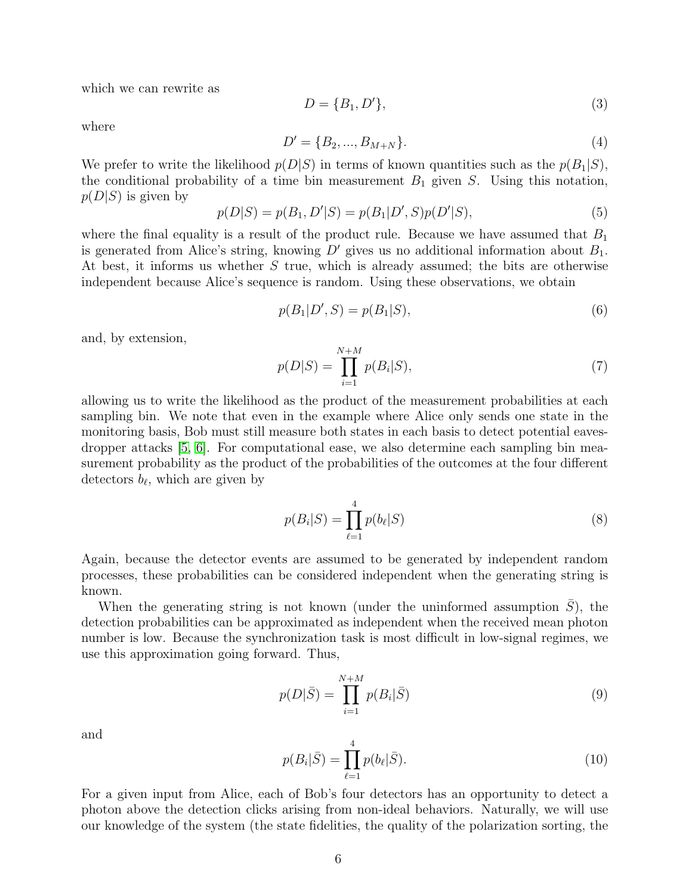which we can rewrite as

$$D = \{B_1, D'\}, \tag{3}$$

where

$$D' = \{B_2, ..., B_{M+N}\}. \tag{4}$$

We prefer to write the likelihood $p(D|S)$ in terms of known quantities such as the $p(B_1|S)$, the conditional probability of a time bin measurement $B_1$ given $S$. Using this notation, $p(D|S)$ is given by

$$p(D|S) = p(B_1, D'|S) = p(B_1|D', S)p(D'|S), \tag{5}$$

where the final equality is a result of the product rule. Because we have assumed that $B_1$ is generated from Alice's string, knowing $D'$ gives us no additional information about $B_1$. At best, it informs us whether $S$ true, which is already assumed; the bits are otherwise independent because Alice's sequence is random. Using these observations, we obtain

$$p(B_1|D', S) = p(B_1|S), \tag{6}$$

and, by extension,

$$p(D|S) = \prod_{i=1}^{N+M} p(B_i|S), \tag{7}$$

allowing us to write the likelihood as the product of the measurement probabilities at each sampling bin. We note that even in the example where Alice only sends one state in the monitoring basis, Bob must still measure both states in each basis to detect potential eavesdropper attacks [5, 6]. For computational ease, we also determine each sampling bin measurement probability as the product of the probabilities of the outcomes at the four different detectors $b_\ell$, which are given by

$$p(B_i|S) = \prod_{\ell=1}^{4} p(b_\ell|S) \tag{8}$$

Again, because the detector events are assumed to be generated by independent random processes, these probabilities can be considered independent when the generating string is known.

When the generating string is not known (under the uninformed assumption $\bar{S}$), the detection probabilities can be approximated as independent when the received mean photon number is low. Because the synchronization task is most difficult in low-signal regimes, we use this approximation going forward. Thus,

$$p(D|\bar{S}) = \prod_{i=1}^{N+M} p(B_i|\bar{S}) \tag{9}$$

and

$$p(B_i|\bar{S}) = \prod_{\ell=1}^{4} p(b_\ell|\bar{S}). \tag{10}$$

For a given input from Alice, each of Bob's four detectors has an opportunity to detect a photon above the detection clicks arising from non-ideal behaviors. Naturally, we will use our knowledge of the system (the state fidelities, the quality of the polarization sorting, the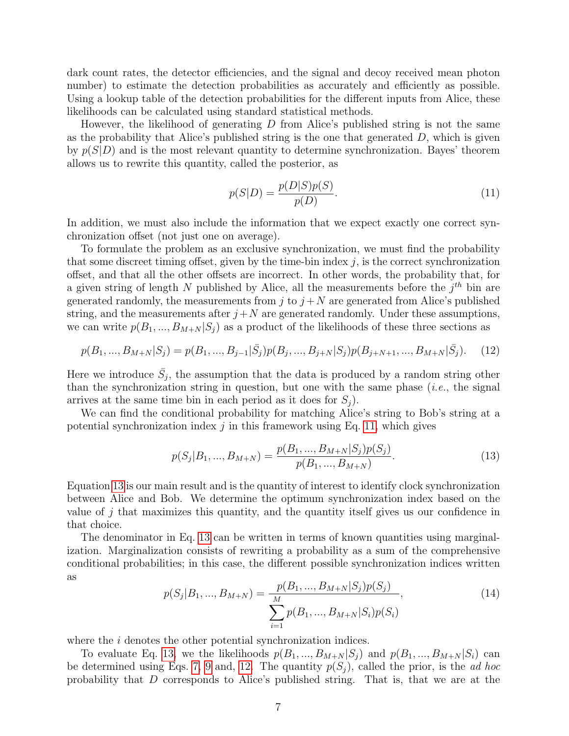dark count rates, the detector efficiencies, and the signal and decoy received mean photon number) to estimate the detection probabilities as accurately and efficiently as possible. Using a lookup table of the detection probabilities for the different inputs from Alice, these likelihoods can be calculated using standard statistical methods.

However, the likelihood of generating $D$ from Alice's published string is not the same as the probability that Alice's published string is the one that generated $D$, which is given by $p(S|D)$ and is the most relevant quantity to determine synchronization. Bayes' theorem allows us to rewrite this quantity, called the posterior, as

$$p(S|D) = \frac{p(D|S)p(S)}{p(D)}. \tag{11}$$

In addition, we must also include the information that we expect exactly one correct synchronization offset (not just one on average).

To formulate the problem as an exclusive synchronization, we must find the probability that some discreet timing offset, given by the time-bin index $j$, is the correct synchronization offset, and that all the other offsets are incorrect. In other words, the probability that, for a given string of length $N$ published by Alice, all the measurements before the $j^{th}$ bin are generated randomly, the measurements from $j$ to $j+N$ are generated from Alice's published string, and the measurements after $j+N$ are generated randomly. Under these assumptions, we can write $p(B_1, ..., B_{M+N}|S_j)$ as a product of the likelihoods of these three sections as

$$p(B_1, ..., B_{M+N}|S_j) = p(B_1, ..., B_{j-1}|\bar{S}_j)p(B_j, ..., B_{j+N}|S_j)p(B_{j+N+1}, ..., B_{M+N}|\bar{S}_j). \tag{12}$$

Here we introduce $\bar{S}_j$, the assumption that the data is produced by a random string other than the synchronization string in question, but one with the same phase (*i.e.*, the signal arrives at the same time bin in each period as it does for $S_j$).

We can find the conditional probability for matching Alice's string to Bob's string at a potential synchronization index $j$ in this framework using Eq. 11, which gives

$$p(S_j|B_1, ..., B_{M+N}) = \frac{p(B_1, ..., B_{M+N}|S_j)p(S_j)}{p(B_1, ..., B_{M+N})}. \tag{13}$$

Equation 13 is our main result and is the quantity of interest to identify clock synchronization between Alice and Bob. We determine the optimum synchronization index based on the value of $j$ that maximizes this quantity, and the quantity itself gives us our confidence in that choice.

The denominator in Eq. 13 can be written in terms of known quantities using marginalization. Marginalization consists of rewriting a probability as a sum of the comprehensive conditional probabilities; in this case, the different possible synchronization indices written as

$$p(S_j|B_1, ..., B_{M+N}) = \frac{p(B_1, ..., B_{M+N}|S_j)p(S_j)}{\sum_{i=1}^{M} p(B_1, ..., B_{M+N}|S_i)p(S_i)}, \tag{14}$$

where the $i$ denotes the other potential synchronization indices.

To evaluate Eq. 13, we the likelihoods $p(B_1, ..., B_{M+N}|S_j)$ and $p(B_1, ..., B_{M+N}|S_i)$ can be determined using Eqs. 7, 9 and, 12. The quantity $p(S_j)$, called the prior, is the *ad hoc* probability that $D$ corresponds to Alice's published string. That is, that we are at the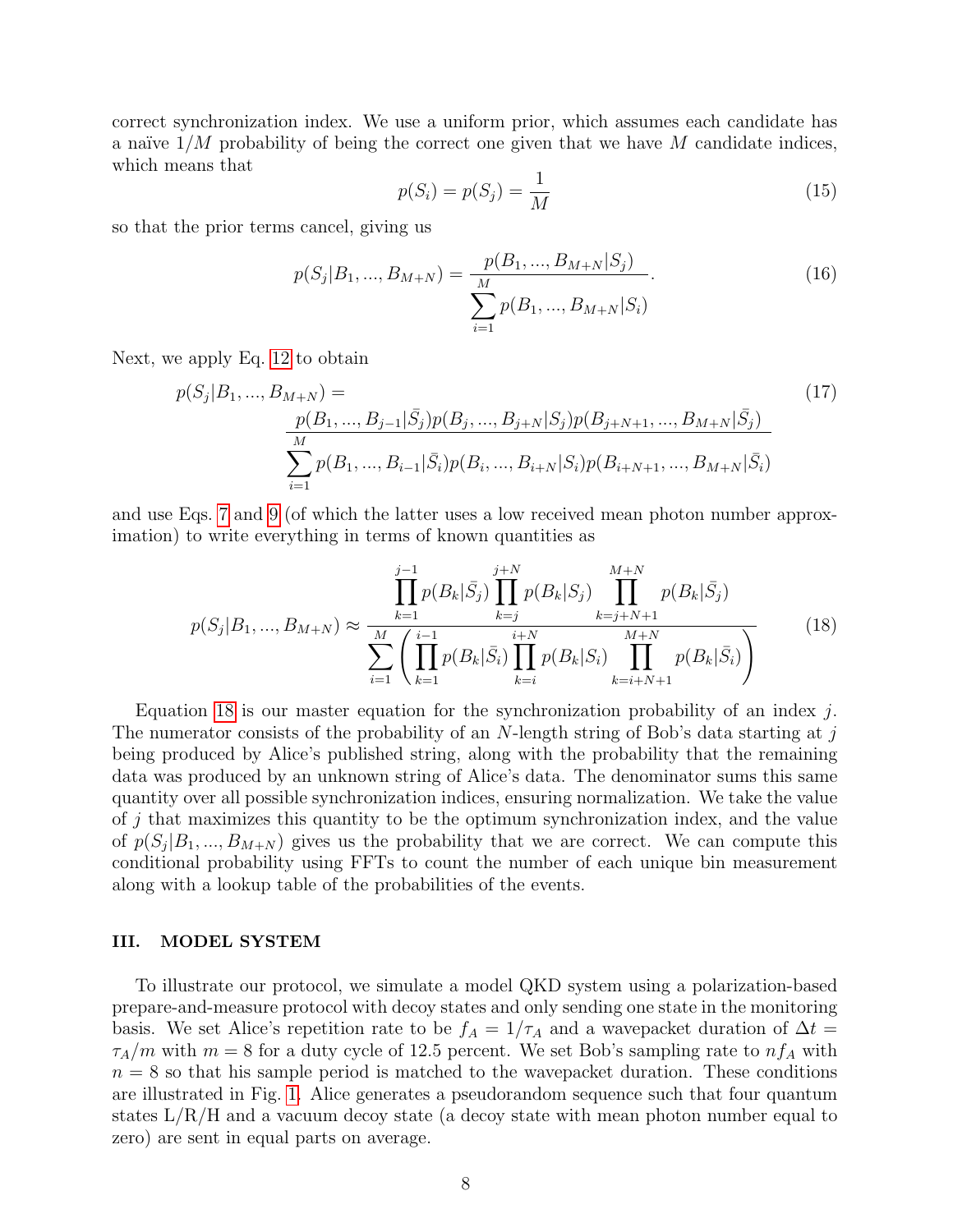correct synchronization index. We use a uniform prior, which assumes each candidate has a naïve $1/M$ probability of being the correct one given that we have $M$ candidate indices, which means that

$$p(S_i) = p(S_j) = \frac{1}{M} \tag{15}$$

so that the prior terms cancel, giving us

$$p(S_j|B_1, ..., B_{M+N}) = \frac{p(B_1, ..., B_{M+N}|S_j)}{\displaystyle\sum_{i=1}^{M} p(B_1, ..., B_{M+N}|S_i)}. \tag{16}$$

Next, we apply Eq. 12 to obtain

$$p(S_j|B_1, ..., B_{M+N}) = \frac{p(B_1, ..., B_{j-1}|\bar{S}_j)p(B_j, ..., B_{j+N}|S_j)p(B_{j+N+1}, ..., B_{M+N}|\bar{S}_j)}{\displaystyle\sum_{i=1}^{M} p(B_1, ..., B_{i-1}|\bar{S}_i)p(B_i, ..., B_{i+N}|S_i)p(B_{i+N+1}, ..., B_{M+N}|\bar{S}_i)} \tag{17}$$

and use Eqs. 7 and 9 (of which the latter uses a low received mean photon number approximation) to write everything in terms of known quantities as

$$p(S_j|B_1, ..., B_{M+N}) \approx \frac{\displaystyle\prod_{k=1}^{j-1} p(B_k|\bar{S}_j) \prod_{k=j}^{j+N} p(B_k|S_j) \prod_{k=j+N+1}^{M+N} p(B_k|\bar{S}_j)}{\displaystyle\sum_{i=1}^{M} \left( \prod_{k=1}^{i-1} p(B_k|\bar{S}_i) \prod_{k=i}^{i+N} p(B_k|S_i) \prod_{k=i+N+1}^{M+N} p(B_k|\bar{S}_i) \right)} \tag{18}$$

Equation 18 is our master equation for the synchronization probability of an index $j$. The numerator consists of the probability of an $N$-length string of Bob's data starting at $j$ being produced by Alice's published string, along with the probability that the remaining data was produced by an unknown string of Alice's data. The denominator sums this same quantity over all possible synchronization indices, ensuring normalization. We take the value of $j$ that maximizes this quantity to be the optimum synchronization index, and the value of $p(S_j|B_1, ..., B_{M+N})$ gives us the probability that we are correct. We can compute this conditional probability using FFTs to count the number of each unique bin measurement along with a lookup table of the probabilities of the events.

## III. MODEL SYSTEM

To illustrate our protocol, we simulate a model QKD system using a polarization-based prepare-and-measure protocol with decoy states and only sending one state in the monitoring basis. We set Alice's repetition rate to be $f_A = 1/\tau_A$ and a wavepacket duration of $\Delta t = \tau_A/m$ with $m = 8$ for a duty cycle of 12.5 percent. We set Bob's sampling rate to $nf_A$ with $n = 8$ so that his sample period is matched to the wavepacket duration. These conditions are illustrated in Fig. 1. Alice generates a pseudorandom sequence such that four quantum states L/R/H and a vacuum decoy state (a decoy state with mean photon number equal to zero) are sent in equal parts on average.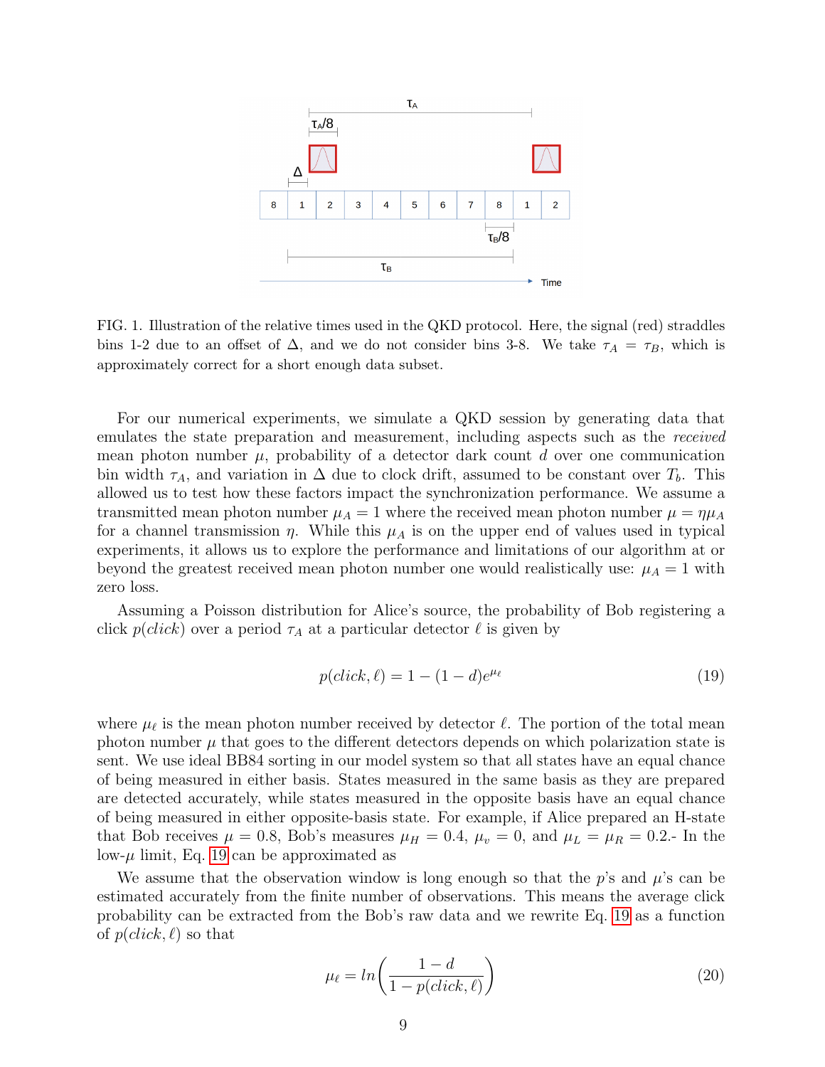FIG. 1. Illustration of the relative times used in the QKD protocol. Here, the signal (red) straddles bins 1-2 due to an offset of $\Delta$, and we do not consider bins 3-8. We take $\tau_A = \tau_B$, which is approximately correct for a short enough data subset.

For our numerical experiments, we simulate a QKD session by generating data that emulates the state preparation and measurement, including aspects such as the *received* mean photon number $\mu$, probability of a detector dark count $d$ over one communication bin width $\tau_A$, and variation in $\Delta$ due to clock drift, assumed to be constant over $T_b$. This allowed us to test how these factors impact the synchronization performance. We assume a transmitted mean photon number $\mu_A = 1$ where the received mean photon number $\mu = \eta\mu_A$ for a channel transmission $\eta$. While this $\mu_A$ is on the upper end of values used in typical experiments, it allows us to explore the performance and limitations of our algorithm at or beyond the greatest received mean photon number one would realistically use: $\mu_A = 1$ with zero loss.

Assuming a Poisson distribution for Alice's source, the probability of Bob registering a click $p(click)$ over a period $\tau_A$ at a particular detector $\ell$ is given by

$$p(click, \ell) = 1 - (1 - d)e^{\mu_\ell} \tag{19}$$

where $\mu_\ell$ is the mean photon number received by detector $\ell$. The portion of the total mean photon number $\mu$ that goes to the different detectors depends on which polarization state is sent. We use ideal BB84 sorting in our model system so that all states have an equal chance of being measured in either basis. States measured in the same basis as they are prepared are detected accurately, while states measured in the opposite basis have an equal chance of being measured in either opposite-basis state. For example, if Alice prepared an H-state that Bob receives $\mu = 0.8$, Bob's measures $\mu_H = 0.4$, $\mu_v = 0$, and $\mu_L = \mu_R = 0.2$.- In the low-$\mu$ limit, Eq. 19 can be approximated as

We assume that the observation window is long enough so that the $p$'s and $\mu$'s can be estimated accurately from the finite number of observations. This means the average click probability can be extracted from the Bob's raw data and we rewrite Eq. 19 as a function of $p(click, \ell)$ so that

$$\mu_\ell = ln\left(\frac{1-d}{1-p(click,\ell)}\right) \tag{20}$$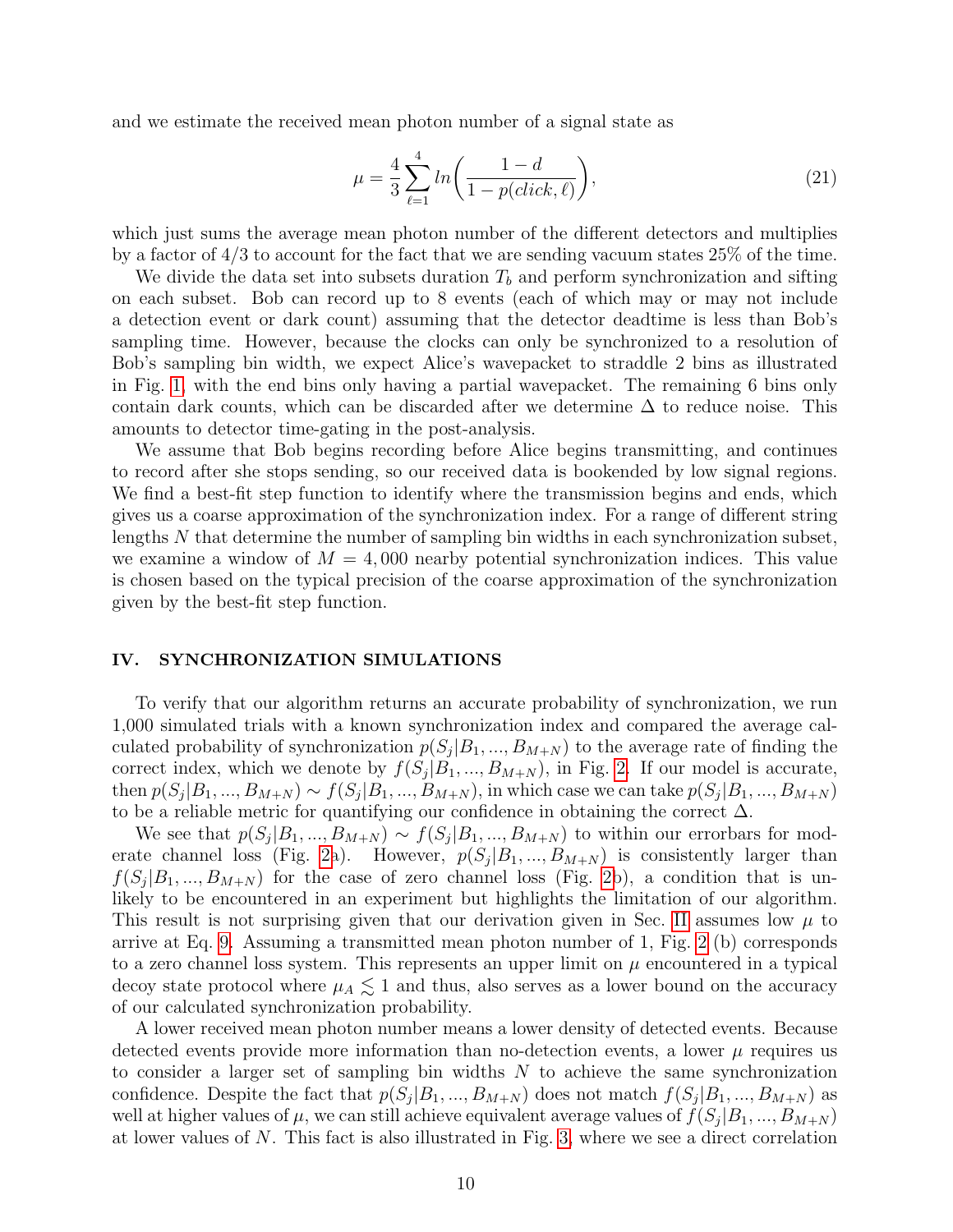and we estimate the received mean photon number of a signal state as

$$\mu = \frac{4}{3}\sum_{\ell=1}^{4} ln\bigg(\frac{1-d}{1-p(click,\ell)}\bigg), \tag{21}$$

which just sums the average mean photon number of the different detectors and multiplies by a factor of 4/3 to account for the fact that we are sending vacuum states 25% of the time.

We divide the data set into subsets duration $T_b$ and perform synchronization and sifting on each subset. Bob can record up to 8 events (each of which may or may not include a detection event or dark count) assuming that the detector deadtime is less than Bob's sampling time. However, because the clocks can only be synchronized to a resolution of Bob's sampling bin width, we expect Alice's wavepacket to straddle 2 bins as illustrated in Fig. 1, with the end bins only having a partial wavepacket. The remaining 6 bins only contain dark counts, which can be discarded after we determine $\Delta$ to reduce noise. This amounts to detector time-gating in the post-analysis.

We assume that Bob begins recording before Alice begins transmitting, and continues to record after she stops sending, so our received data is bookended by low signal regions. We find a best-fit step function to identify where the transmission begins and ends, which gives us a coarse approximation of the synchronization index. For a range of different string lengths $N$ that determine the number of sampling bin widths in each synchronization subset, we examine a window of $M = 4,000$ nearby potential synchronization indices. This value is chosen based on the typical precision of the coarse approximation of the synchronization given by the best-fit step function.

## IV. SYNCHRONIZATION SIMULATIONS

To verify that our algorithm returns an accurate probability of synchronization, we run 1,000 simulated trials with a known synchronization index and compared the average calculated probability of synchronization $p(S_j|B_1,...,B_{M+N})$ to the average rate of finding the correct index, which we denote by $f(S_j|B_1,...,B_{M+N})$, in Fig. 2. If our model is accurate, then $p(S_j|B_1,...,B_{M+N}) \sim f(S_j|B_1,...,B_{M+N})$, in which case we can take $p(S_j|B_1,...,B_{M+N})$ to be a reliable metric for quantifying our confidence in obtaining the correct $\Delta$.

We see that $p(S_j|B_1,...,B_{M+N}) \sim f(S_j|B_1,...,B_{M+N})$ to within our errorbars for moderate channel loss (Fig. 2a). However, $p(S_j|B_1,...,B_{M+N})$ is consistently larger than $f(S_j|B_1,...,B_{M+N})$ for the case of zero channel loss (Fig. 2b), a condition that is unlikely to be encountered in an experiment but highlights the limitation of our algorithm. This result is not surprising given that our derivation given in Sec. II assumes low $\mu$ to arrive at Eq. 9. Assuming a transmitted mean photon number of 1, Fig. 2 (b) corresponds to a zero channel loss system. This represents an upper limit on $\mu$ encountered in a typical decoy state protocol where $\mu_A \lesssim 1$ and thus, also serves as a lower bound on the accuracy of our calculated synchronization probability.

A lower received mean photon number means a lower density of detected events. Because detected events provide more information than no-detection events, a lower $\mu$ requires us to consider a larger set of sampling bin widths $N$ to achieve the same synchronization confidence. Despite the fact that $p(S_j|B_1,...,B_{M+N})$ does not match $f(S_j|B_1,...,B_{M+N})$ as well at higher values of $\mu$, we can still achieve equivalent average values of $f(S_j|B_1,...,B_{M+N})$ at lower values of $N$. This fact is also illustrated in Fig. 3, where we see a direct correlation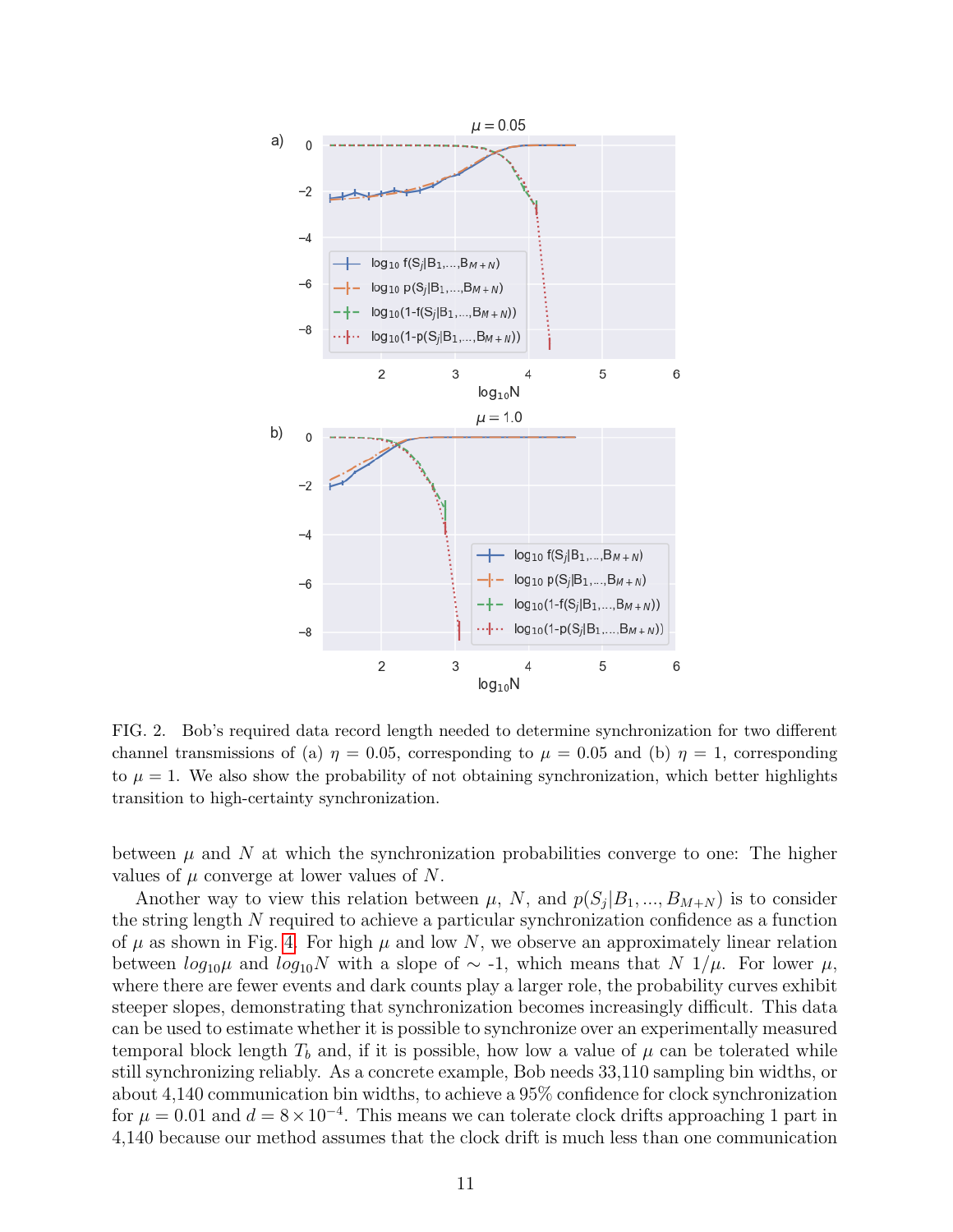FIG. 2. Bob's required data record length needed to determine synchronization for two different channel transmissions of (a) $\eta = 0.05$, corresponding to $\mu = 0.05$ and (b) $\eta = 1$, corresponding to $\mu = 1$. We also show the probability of not obtaining synchronization, which better highlights transition to high-certainty synchronization.

between $\mu$ and $N$ at which the synchronization probabilities converge to one: The higher values of $\mu$ converge at lower values of $N$.

Another way to view this relation between $\mu$, $N$, and $p(S_j|B_1, ..., B_{M+N})$ is to consider the string length $N$ required to achieve a particular synchronization confidence as a function of $\mu$ as shown in Fig. 4. For high $\mu$ and low $N$, we observe an approximately linear relation between $log_{10}\mu$ and $log_{10}N$ with a slope of ~ -1, which means that $N$ $1/\mu$. For lower $\mu$, where there are fewer events and dark counts play a larger role, the probability curves exhibit steeper slopes, demonstrating that synchronization becomes increasingly difficult. This data can be used to estimate whether it is possible to synchronize over an experimentally measured temporal block length $T_b$ and, if it is possible, how low a value of $\mu$ can be tolerated while still synchronizing reliably. As a concrete example, Bob needs 33,110 sampling bin widths, or about 4,140 communication bin widths, to achieve a 95% confidence for clock synchronization for $\mu = 0.01$ and $d = 8 \times 10^{-4}$. This means we can tolerate clock drifts approaching 1 part in 4,140 because our method assumes that the clock drift is much less than one communication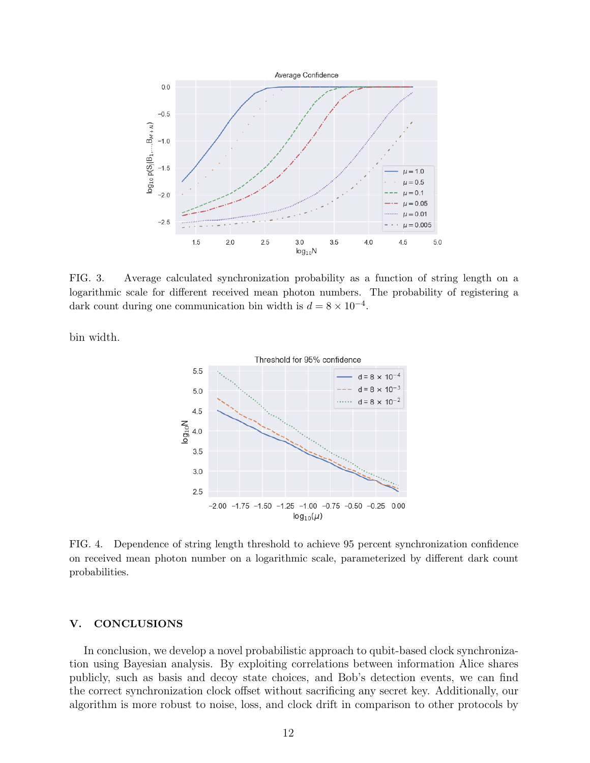FIG. 3. Average calculated synchronization probability as a function of string length on a logarithmic scale for different received mean photon numbers. The probability of registering a dark count during one communication bin width is $d = 8 \times 10^{-4}$.

bin width.

FIG. 4. Dependence of string length threshold to achieve 95 percent synchronization confidence on received mean photon number on a logarithmic scale, parameterized by different dark count probabilities.

## V. CONCLUSIONS

In conclusion, we develop a novel probabilistic approach to qubit-based clock synchronization using Bayesian analysis. By exploiting correlations between information Alice shares publicly, such as basis and decoy state choices, and Bob's detection events, we can find the correct synchronization clock offset without sacrificing any secret key. Additionally, our algorithm is more robust to noise, loss, and clock drift in comparison to other protocols by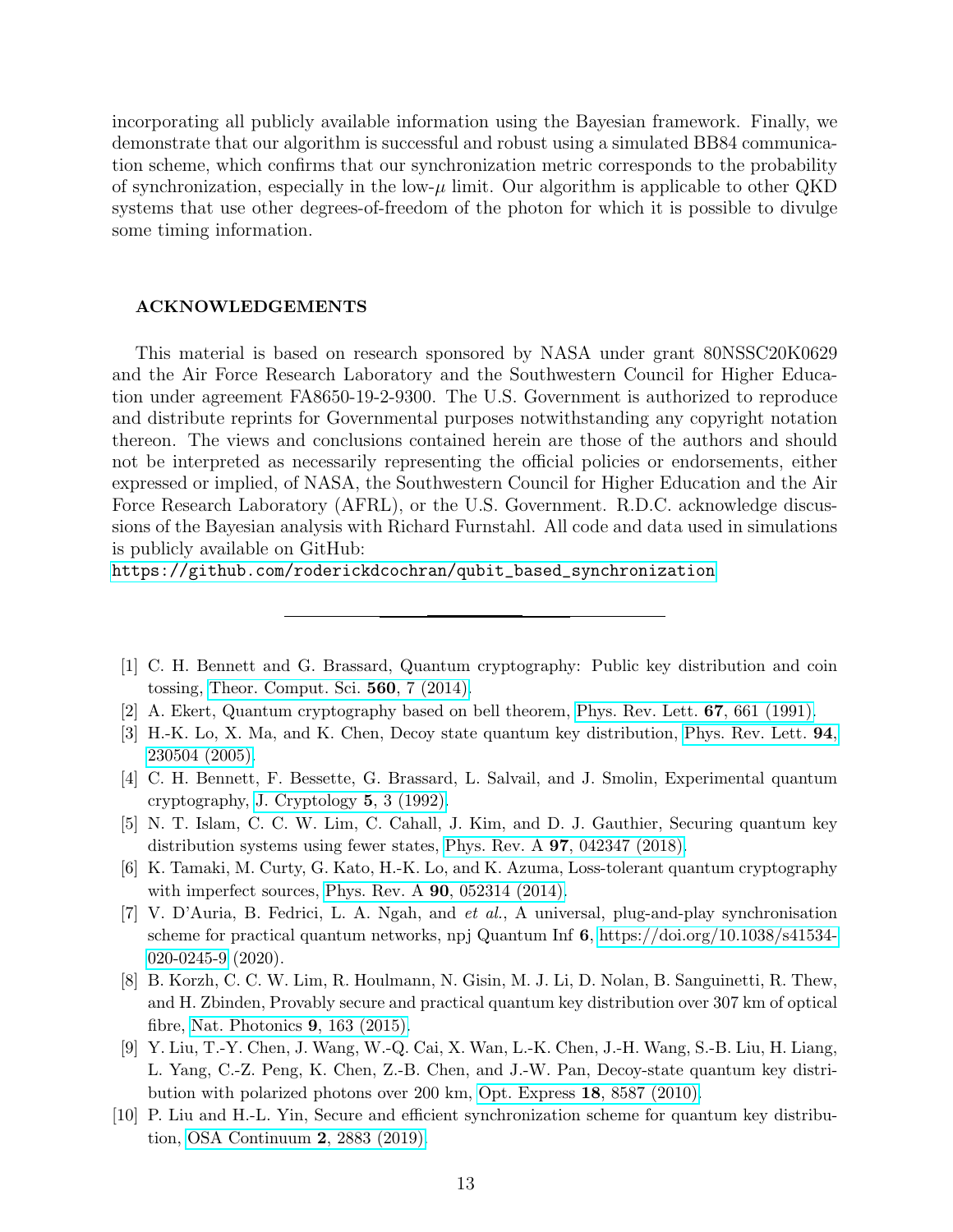incorporating all publicly available information using the Bayesian framework. Finally, we demonstrate that our algorithm is successful and robust using a simulated BB84 communication scheme, which confirms that our synchronization metric corresponds to the probability of synchronization, especially in the low-$\mu$ limit. Our algorithm is applicable to other QKD systems that use other degrees-of-freedom of the photon for which it is possible to divulge some timing information.

## ACKNOWLEDGEMENTS

This material is based on research sponsored by NASA under grant 80NSSC20K0629 and the Air Force Research Laboratory and the Southwestern Council for Higher Education under agreement FA8650-19-2-9300. The U.S. Government is authorized to reproduce and distribute reprints for Governmental purposes notwithstanding any copyright notation thereon. The views and conclusions contained herein are those of the authors and should not be interpreted as necessarily representing the official policies or endorsements, either expressed or implied, of NASA, the Southwestern Council for Higher Education and the Air Force Research Laboratory (AFRL), or the U.S. Government. R.D.C. acknowledge discussions of the Bayesian analysis with Richard Furnstahl. All code and data used in simulations is publicly available on GitHub:
https://github.com/roderickdcochran/qubit_based_synchronization

---

[1] C. H. Bennett and G. Brassard, Quantum cryptography: Public key distribution and coin tossing, Theor. Comput. Sci. **560**, 7 (2014).

[2] A. Ekert, Quantum cryptography based on bell theorem, Phys. Rev. Lett. **67**, 661 (1991).

[3] H.-K. Lo, X. Ma, and K. Chen, Decoy state quantum key distribution, Phys. Rev. Lett. **94**, 230504 (2005).

[4] C. H. Bennett, F. Bessette, G. Brassard, L. Salvail, and J. Smolin, Experimental quantum cryptography, J. Cryptology **5**, 3 (1992).

[5] N. T. Islam, C. C. W. Lim, C. Cahall, J. Kim, and D. J. Gauthier, Securing quantum key distribution systems using fewer states, Phys. Rev. A **97**, 042347 (2018).

[6] K. Tamaki, M. Curty, G. Kato, H.-K. Lo, and K. Azuma, Loss-tolerant quantum cryptography with imperfect sources, Phys. Rev. A **90**, 052314 (2014).

[7] V. D'Auria, B. Fedrici, L. A. Ngah, and *et al.*, A universal, plug-and-play synchronisation scheme for practical quantum networks, npj Quantum Inf **6**, https://doi.org/10.1038/s41534-020-0245-9 (2020).

[8] B. Korzh, C. C. W. Lim, R. Houlmann, N. Gisin, M. J. Li, D. Nolan, B. Sanguinetti, R. Thew, and H. Zbinden, Provably secure and practical quantum key distribution over 307 km of optical fibre, Nat. Photonics **9**, 163 (2015).

[9] Y. Liu, T.-Y. Chen, J. Wang, W.-Q. Cai, X. Wan, L.-K. Chen, J.-H. Wang, S.-B. Liu, H. Liang, L. Yang, C.-Z. Peng, K. Chen, Z.-B. Chen, and J.-W. Pan, Decoy-state quantum key distribution with polarized photons over 200 km, Opt. Express **18**, 8587 (2010).

[10] P. Liu and H.-L. Yin, Secure and efficient synchronization scheme for quantum key distribution, OSA Continuum **2**, 2883 (2019).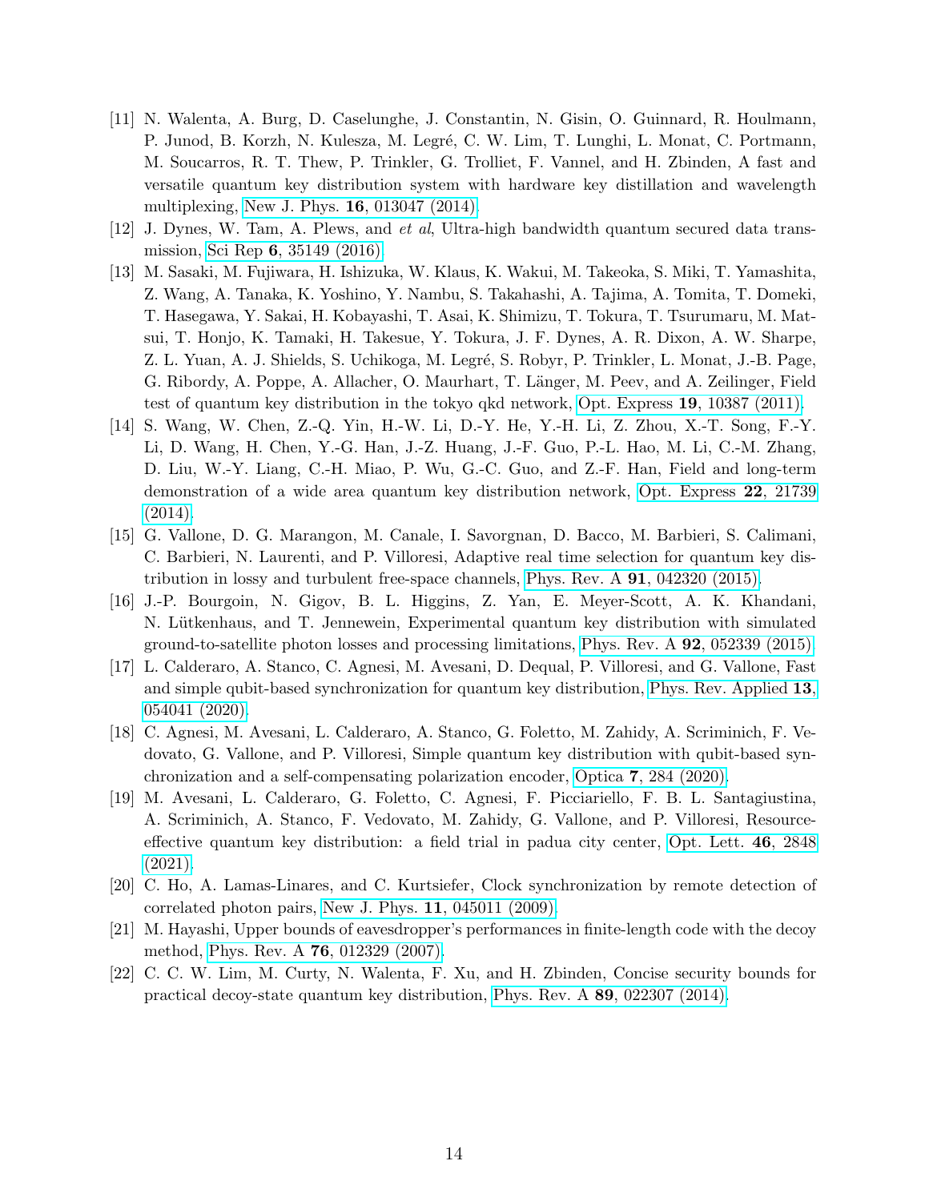[11] N. Walenta, A. Burg, D. Caselunghe, J. Constantin, N. Gisin, O. Guinnard, R. Houlmann, P. Junod, B. Korzh, N. Kulesza, M. Legré, C. W. Lim, T. Lunghi, L. Monat, C. Portmann, M. Soucarros, R. T. Thew, P. Trinkler, G. Trolliet, F. Vannel, and H. Zbinden, A fast and versatile quantum key distribution system with hardware key distillation and wavelength multiplexing, New J. Phys. **16**, 013047 (2014).

[12] J. Dynes, W. Tam, A. Plews, and *et al*, Ultra-high bandwidth quantum secured data transmission, Sci Rep **6**, 35149 (2016).

[13] M. Sasaki, M. Fujiwara, H. Ishizuka, W. Klaus, K. Wakui, M. Takeoka, S. Miki, T. Yamashita, Z. Wang, A. Tanaka, K. Yoshino, Y. Nambu, S. Takahashi, A. Tajima, A. Tomita, T. Domeki, T. Hasegawa, Y. Sakai, H. Kobayashi, T. Asai, K. Shimizu, T. Tokura, T. Tsurumaru, M. Matsui, T. Honjo, K. Tamaki, H. Takesue, Y. Tokura, J. F. Dynes, A. R. Dixon, A. W. Sharpe, Z. L. Yuan, A. J. Shields, S. Uchikoga, M. Legré, S. Robyr, P. Trinkler, L. Monat, J.-B. Page, G. Ribordy, A. Poppe, A. Allacher, O. Maurhart, T. Länger, M. Peev, and A. Zeilinger, Field test of quantum key distribution in the tokyo qkd network, Opt. Express **19**, 10387 (2011).

[14] S. Wang, W. Chen, Z.-Q. Yin, H.-W. Li, D.-Y. He, Y.-H. Li, Z. Zhou, X.-T. Song, F.-Y. Li, D. Wang, H. Chen, Y.-G. Han, J.-Z. Huang, J.-F. Guo, P.-L. Hao, M. Li, C.-M. Zhang, D. Liu, W.-Y. Liang, C.-H. Miao, P. Wu, G.-C. Guo, and Z.-F. Han, Field and long-term demonstration of a wide area quantum key distribution network, Opt. Express **22**, 21739 (2014).

[15] G. Vallone, D. G. Marangon, M. Canale, I. Savorgnan, D. Bacco, M. Barbieri, S. Calimani, C. Barbieri, N. Laurenti, and P. Villoresi, Adaptive real time selection for quantum key distribution in lossy and turbulent free-space channels, Phys. Rev. A **91**, 042320 (2015).

[16] J.-P. Bourgoin, N. Gigov, B. L. Higgins, Z. Yan, E. Meyer-Scott, A. K. Khandani, N. Lütkenhaus, and T. Jennewein, Experimental quantum key distribution with simulated ground-to-satellite photon losses and processing limitations, Phys. Rev. A **92**, 052339 (2015).

[17] L. Calderaro, A. Stanco, C. Agnesi, M. Avesani, D. Dequal, P. Villoresi, and G. Vallone, Fast and simple qubit-based synchronization for quantum key distribution, Phys. Rev. Applied **13**, 054041 (2020).

[18] C. Agnesi, M. Avesani, L. Calderaro, A. Stanco, G. Foletto, M. Zahidy, A. Scriminich, F. Vedovato, G. Vallone, and P. Villoresi, Simple quantum key distribution with qubit-based synchronization and a self-compensating polarization encoder, Optica **7**, 284 (2020).

[19] M. Avesani, L. Calderaro, G. Foletto, C. Agnesi, F. Picciariello, F. B. L. Santagiustina, A. Scriminich, A. Stanco, F. Vedovato, M. Zahidy, G. Vallone, and P. Villoresi, Resource-effective quantum key distribution: a field trial in padua city center, Opt. Lett. **46**, 2848 (2021).

[20] C. Ho, A. Lamas-Linares, and C. Kurtsiefer, Clock synchronization by remote detection of correlated photon pairs, New J. Phys. **11**, 045011 (2009).

[21] M. Hayashi, Upper bounds of eavesdropper's performances in finite-length code with the decoy method, Phys. Rev. A **76**, 012329 (2007).

[22] C. C. W. Lim, M. Curty, N. Walenta, F. Xu, and H. Zbinden, Concise security bounds for practical decoy-state quantum key distribution, Phys. Rev. A **89**, 022307 (2014).